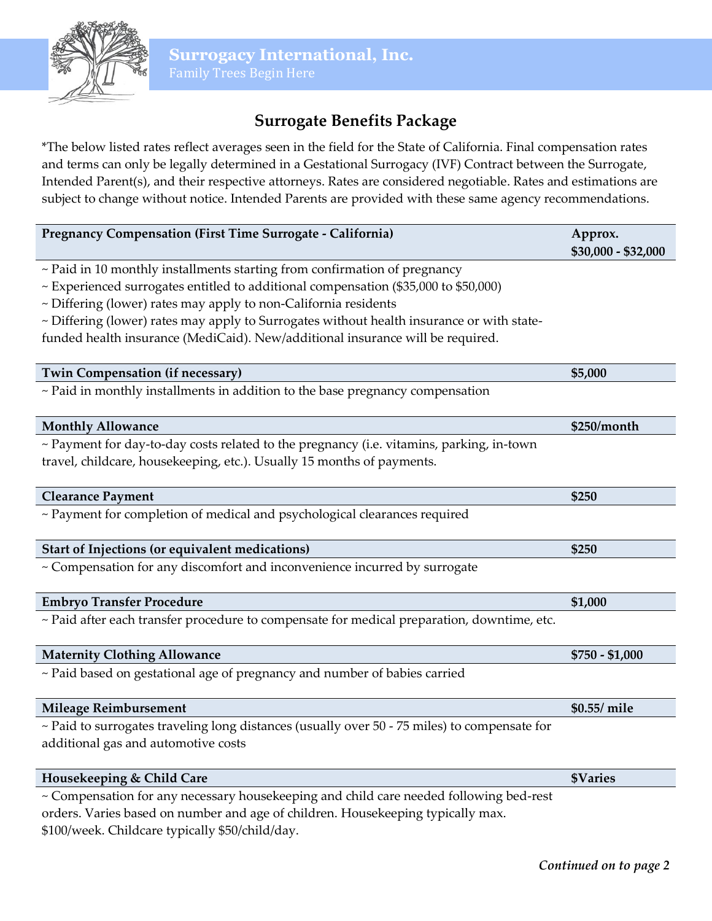**Surrogacy International, Inc.**
Family Trees Begin Here

# Surrogate Benefits Package

*The below listed rates reflect averages seen in the field for the State of California. Final compensation rates and terms can only be legally determined in a Gestational Surrogacy (IVF) Contract between the Surrogate, Intended Parent(s), and their respective attorneys. Rates are considered negotiable. Rates and estimations are subject to change without notice. Intended Parents are provided with these same agency recommendations.

| **Pregnancy Compensation (First Time Surrogate - California)** | **Approx. $30,000 - $32,000** |
|---|---|

~ Paid in 10 monthly installments starting from confirmation of pregnancy
~ Experienced surrogates entitled to additional compensation ($35,000 to $50,000)
~ Differing (lower) rates may apply to non-California residents
~ Differing (lower) rates may apply to Surrogates without health insurance or with state-funded health insurance (MediCaid). New/additional insurance will be required.

| **Twin Compensation (if necessary)** | **$5,000** |
|---|---|

~ Paid in monthly installments in addition to the base pregnancy compensation

| **Monthly Allowance** | **$250/month** |
|---|---|

~ Payment for day-to-day costs related to the pregnancy (i.e. vitamins, parking, in-town travel, childcare, housekeeping, etc.). Usually 15 months of payments.

| **Clearance Payment** | **$250** |
|---|---|

~ Payment for completion of medical and psychological clearances required

| **Start of Injections (or equivalent medications)** | **$250** |
|---|---|

~ Compensation for any discomfort and inconvenience incurred by surrogate

| **Embryo Transfer Procedure** | **$1,000** |
|---|---|

~ Paid after each transfer procedure to compensate for medical preparation, downtime, etc.

| **Maternity Clothing Allowance** | **$750 - $1,000** |
|---|---|

~ Paid based on gestational age of pregnancy and number of babies carried

| **Mileage Reimbursement** | **$0.55/ mile** |
|---|---|

~ Paid to surrogates traveling long distances (usually over 50 - 75 miles) to compensate for additional gas and automotive costs

| **Housekeeping & Child Care** | **$Varies** |
|---|---|

~ Compensation for any necessary housekeeping and child care needed following bed-rest orders. Varies based on number and age of children. Housekeeping typically max. $100/week. Childcare typically $50/child/day.

***Continued on to page 2***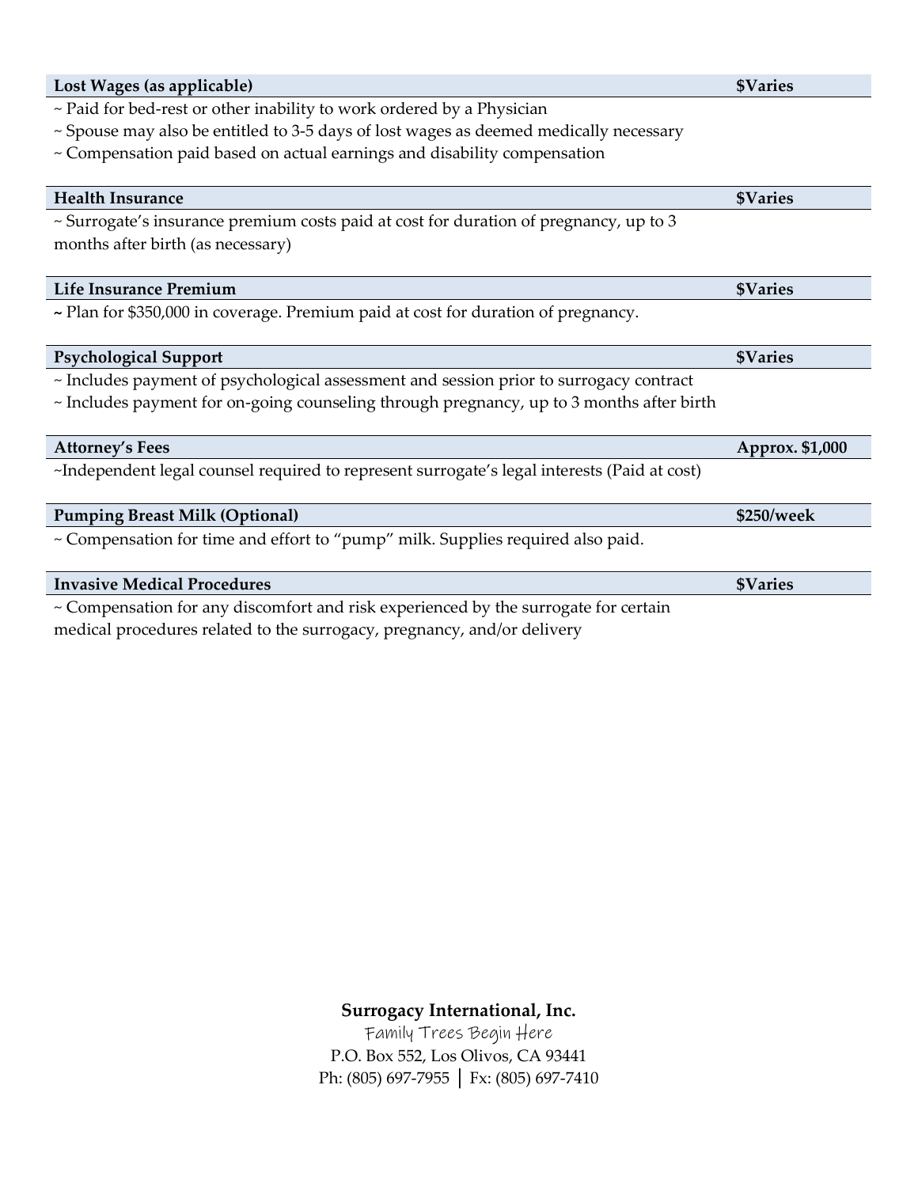| Lost Wages (as applicable) | $Varies |
|---|---|

~ Paid for bed-rest or other inability to work ordered by a Physician
~ Spouse may also be entitled to 3-5 days of lost wages as deemed medically necessary
~ Compensation paid based on actual earnings and disability compensation

| Health Insurance | $Varies |
|---|---|

~ Surrogate's insurance premium costs paid at cost for duration of pregnancy, up to 3 months after birth (as necessary)

| Life Insurance Premium | $Varies |
|---|---|

~ Plan for $350,000 in coverage. Premium paid at cost for duration of pregnancy.

| Psychological Support | $Varies |
|---|---|

~ Includes payment of psychological assessment and session prior to surrogacy contract
~ Includes payment for on-going counseling through pregnancy, up to 3 months after birth

| Attorney's Fees | Approx. $1,000 |
|---|---|

~Independent legal counsel required to represent surrogate's legal interests (Paid at cost)

| Pumping Breast Milk (Optional) | $250/week |
|---|---|

~ Compensation for time and effort to "pump" milk. Supplies required also paid.

| Invasive Medical Procedures | $Varies |
|---|---|

~ Compensation for any discomfort and risk experienced by the surrogate for certain medical procedures related to the surrogacy, pregnancy, and/or delivery

**Surrogacy International, Inc.**
*Family Trees Begin Here*
P.O. Box 552, Los Olivos, CA 93441
Ph: (805) 697-7955 | Fx: (805) 697-7410